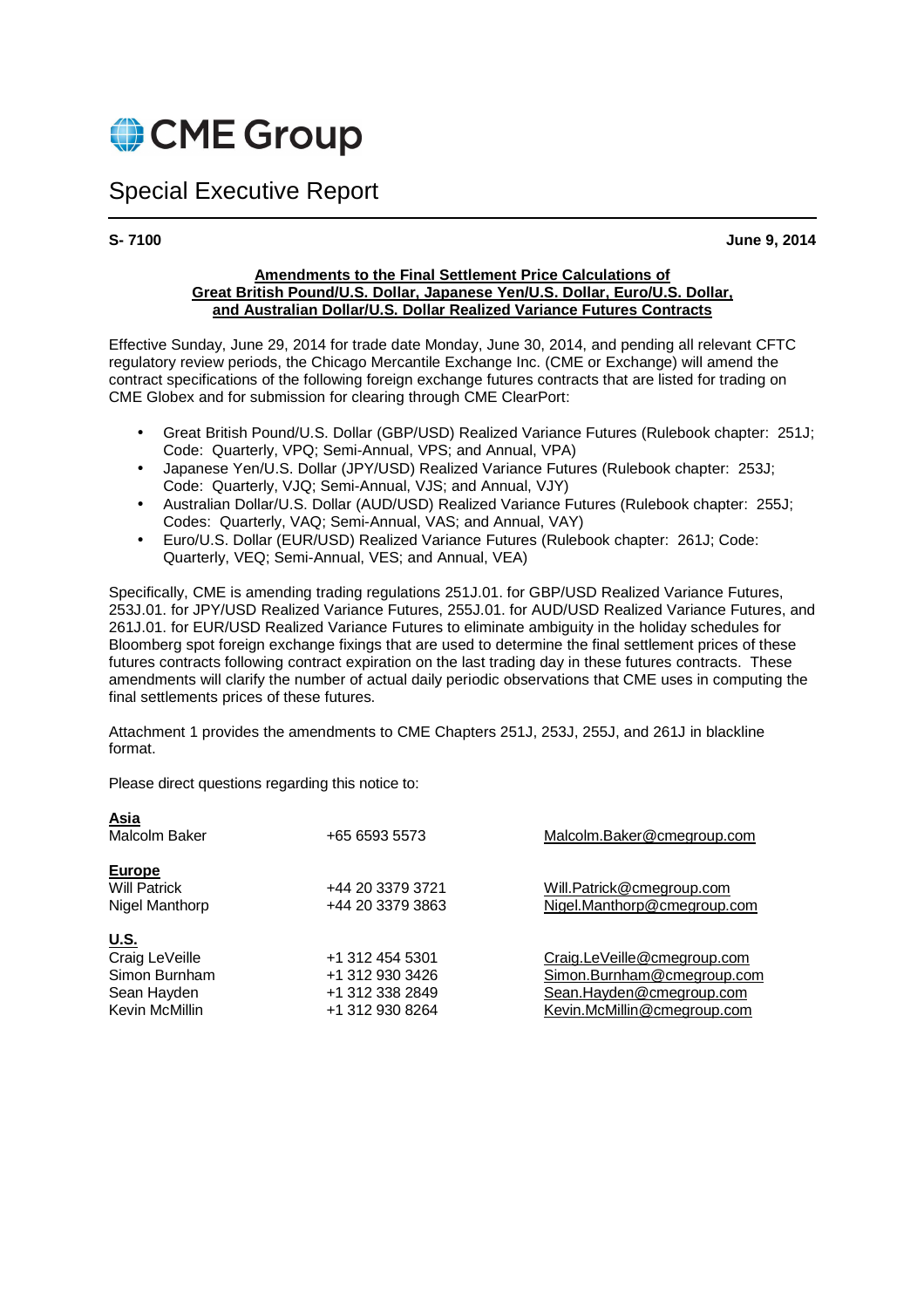CME Group

# Special Executive Report

**S- 7100** **June 9, 2014**

**Amendments to the Final Settlement Price Calculations of Great British Pound/U.S. Dollar, Japanese Yen/U.S. Dollar, Euro/U.S. Dollar, and Australian Dollar/U.S. Dollar Realized Variance Futures Contracts**

Effective Sunday, June 29, 2014 for trade date Monday, June 30, 2014, and pending all relevant CFTC regulatory review periods, the Chicago Mercantile Exchange Inc. (CME or Exchange) will amend the contract specifications of the following foreign exchange futures contracts that are listed for trading on CME Globex and for submission for clearing through CME ClearPort:

- Great British Pound/U.S. Dollar (GBP/USD) Realized Variance Futures (Rulebook chapter: 251J; Code: Quarterly, VPQ; Semi-Annual, VPS; and Annual, VPA)
- Japanese Yen/U.S. Dollar (JPY/USD) Realized Variance Futures (Rulebook chapter: 253J; Code: Quarterly, VJQ; Semi-Annual, VJS; and Annual, VJY)
- Australian Dollar/U.S. Dollar (AUD/USD) Realized Variance Futures (Rulebook chapter: 255J; Codes: Quarterly, VAQ; Semi-Annual, VAS; and Annual, VAY)
- Euro/U.S. Dollar (EUR/USD) Realized Variance Futures (Rulebook chapter: 261J; Code: Quarterly, VEQ; Semi-Annual, VES; and Annual, VEA)

Specifically, CME is amending trading regulations 251J.01. for GBP/USD Realized Variance Futures, 253J.01. for JPY/USD Realized Variance Futures, 255J.01. for AUD/USD Realized Variance Futures, and 261J.01. for EUR/USD Realized Variance Futures to eliminate ambiguity in the holiday schedules for Bloomberg spot foreign exchange fixings that are used to determine the final settlement prices of these futures contracts following contract expiration on the last trading day in these futures contracts. These amendments will clarify the number of actual daily periodic observations that CME uses in computing the final settlements prices of these futures.

Attachment 1 provides the amendments to CME Chapters 251J, 253J, 255J, and 261J in blackline format.

Please direct questions regarding this notice to:

**Asia**

| | | |
|---|---|---|
| Malcolm Baker | +65 6593 5573 | Malcolm.Baker@cmegroup.com |

**Europe**

| | | |
|---|---|---|
| Will Patrick | +44 20 3379 3721 | Will.Patrick@cmegroup.com |
| Nigel Manthorp | +44 20 3379 3863 | Nigel.Manthorp@cmegroup.com |

**U.S.**

| | | |
|---|---|---|
| Craig LeVeille | +1 312 454 5301 | Craig.LeVeille@cmegroup.com |
| Simon Burnham | +1 312 930 3426 | Simon.Burnham@cmegroup.com |
| Sean Hayden | +1 312 338 2849 | Sean.Hayden@cmegroup.com |
| Kevin McMillin | +1 312 930 8264 | Kevin.McMillin@cmegroup.com |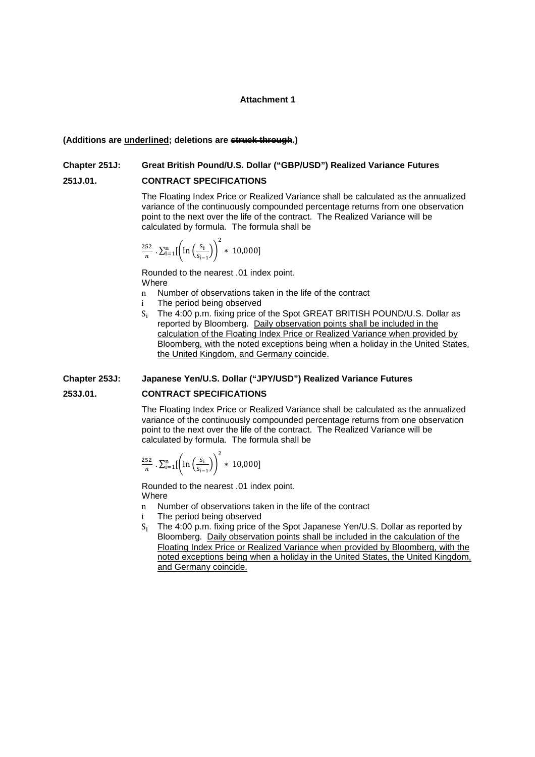**Attachment 1**

**(Additions are <u>underlined</u>; deletions are ~~struck through~~.)**

**Chapter 251J: Great British Pound/U.S. Dollar ("GBP/USD") Realized Variance Futures**

**251J.01. CONTRACT SPECIFICATIONS**

The Floating Index Price or Realized Variance shall be calculated as the annualized variance of the continuously compounded percentage returns from one observation point to the next over the life of the contract. The Realized Variance will be calculated by formula. The formula shall be

$$\frac{252}{n} \cdot \sum_{i=1}^{n}[\left(\ln\left(\frac{S_i}{S_{i-1}}\right)\right)^2 * 10{,}000]$$

Rounded to the nearest .01 index point.

Where

- $n$ Number of observations taken in the life of the contract
- $i$ The period being observed
- $S_i$ The 4:00 p.m. fixing price of the Spot GREAT BRITISH POUND/U.S. Dollar as reported by Bloomberg. <u>Daily observation points shall be included in the calculation of the Floating Index Price or Realized Variance when provided by Bloomberg, with the noted exceptions being when a holiday in the United States, the United Kingdom, and Germany coincide.</u>

**Chapter 253J: Japanese Yen/U.S. Dollar ("JPY/USD") Realized Variance Futures**

**253J.01. CONTRACT SPECIFICATIONS**

The Floating Index Price or Realized Variance shall be calculated as the annualized variance of the continuously compounded percentage returns from one observation point to the next over the life of the contract. The Realized Variance will be calculated by formula. The formula shall be

$$\frac{252}{n} \cdot \sum_{i=1}^{n}[\left(\ln\left(\frac{S_i}{S_{i-1}}\right)\right)^2 * 10{,}000]$$

Rounded to the nearest .01 index point.

Where

- $n$ Number of observations taken in the life of the contract
- $i$ The period being observed
- $S_i$ The 4:00 p.m. fixing price of the Spot Japanese Yen/U.S. Dollar as reported by Bloomberg. <u>Daily observation points shall be included in the calculation of the Floating Index Price or Realized Variance when provided by Bloomberg, with the noted exceptions being when a holiday in the United States, the United Kingdom, and Germany coincide.</u>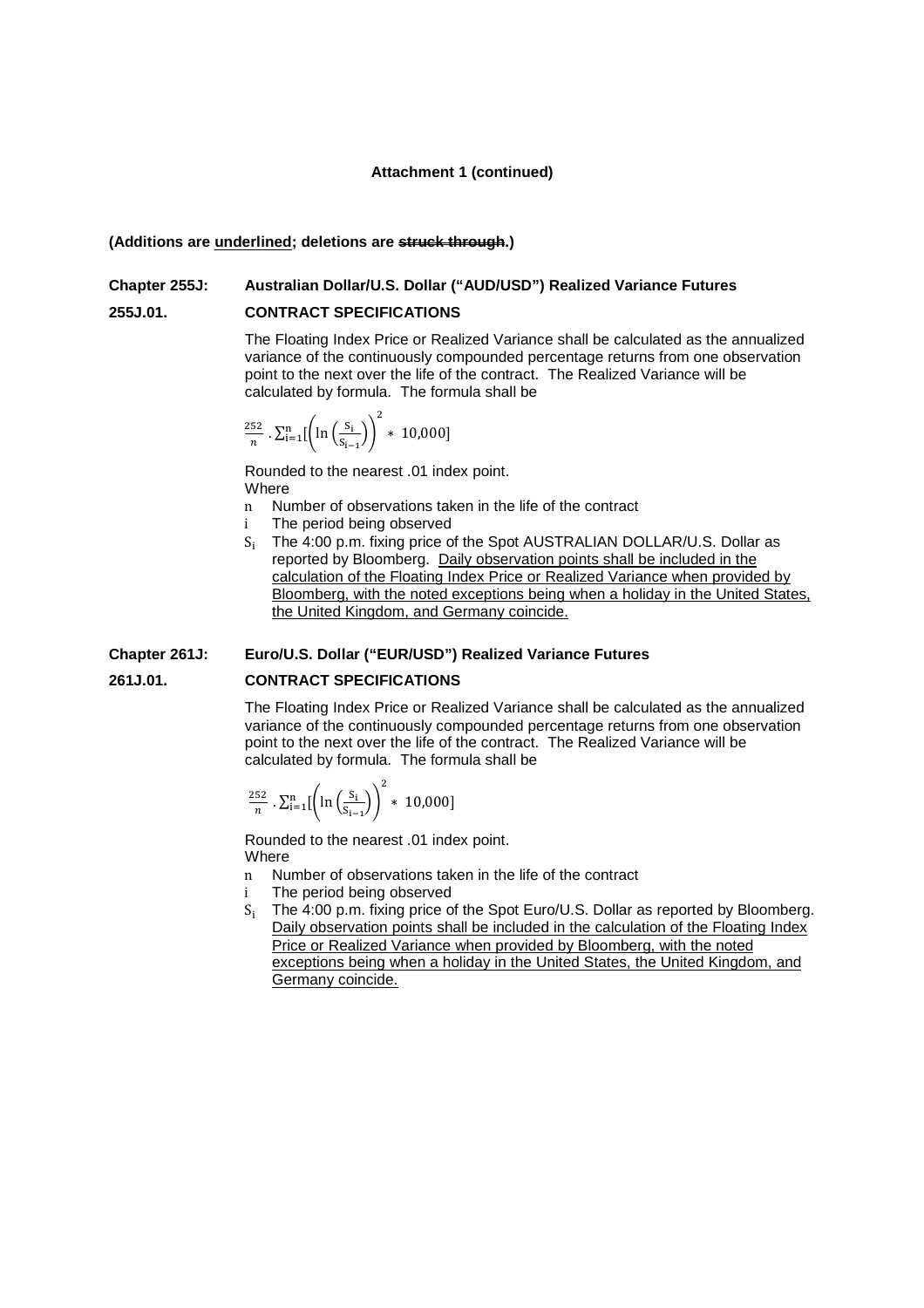**Attachment 1 (continued)**

**(Additions are <u>underlined</u>; deletions are ~~struck through~~.)**

**Chapter 255J: Australian Dollar/U.S. Dollar ("AUD/USD") Realized Variance Futures**

**255J.01. CONTRACT SPECIFICATIONS**

The Floating Index Price or Realized Variance shall be calculated as the annualized variance of the continuously compounded percentage returns from one observation point to the next over the life of the contract. The Realized Variance will be calculated by formula. The formula shall be

$$\frac{252}{n} \cdot \sum_{i=1}^{n}[\left(\ln\left(\frac{S_i}{S_{i-1}}\right)\right)^2 * 10{,}000]$$

Rounded to the nearest .01 index point.

Where

- $n$ Number of observations taken in the life of the contract
- $i$ The period being observed
- $S_i$ The 4:00 p.m. fixing price of the Spot AUSTRALIAN DOLLAR/U.S. Dollar as reported by Bloomberg. <u>Daily observation points shall be included in the calculation of the Floating Index Price or Realized Variance when provided by Bloomberg, with the noted exceptions being when a holiday in the United States, the United Kingdom, and Germany coincide.</u>

**Chapter 261J: Euro/U.S. Dollar ("EUR/USD") Realized Variance Futures**

**261J.01. CONTRACT SPECIFICATIONS**

The Floating Index Price or Realized Variance shall be calculated as the annualized variance of the continuously compounded percentage returns from one observation point to the next over the life of the contract. The Realized Variance will be calculated by formula. The formula shall be

$$\frac{252}{n} \cdot \sum_{i=1}^{n}[\left(\ln\left(\frac{S_i}{S_{i-1}}\right)\right)^2 * 10{,}000]$$

Rounded to the nearest .01 index point.

Where

- $n$ Number of observations taken in the life of the contract
- $i$ The period being observed
- $S_i$ The 4:00 p.m. fixing price of the Spot Euro/U.S. Dollar as reported by Bloomberg. <u>Daily observation points shall be included in the calculation of the Floating Index Price or Realized Variance when provided by Bloomberg, with the noted exceptions being when a holiday in the United States, the United Kingdom, and Germany coincide.</u>